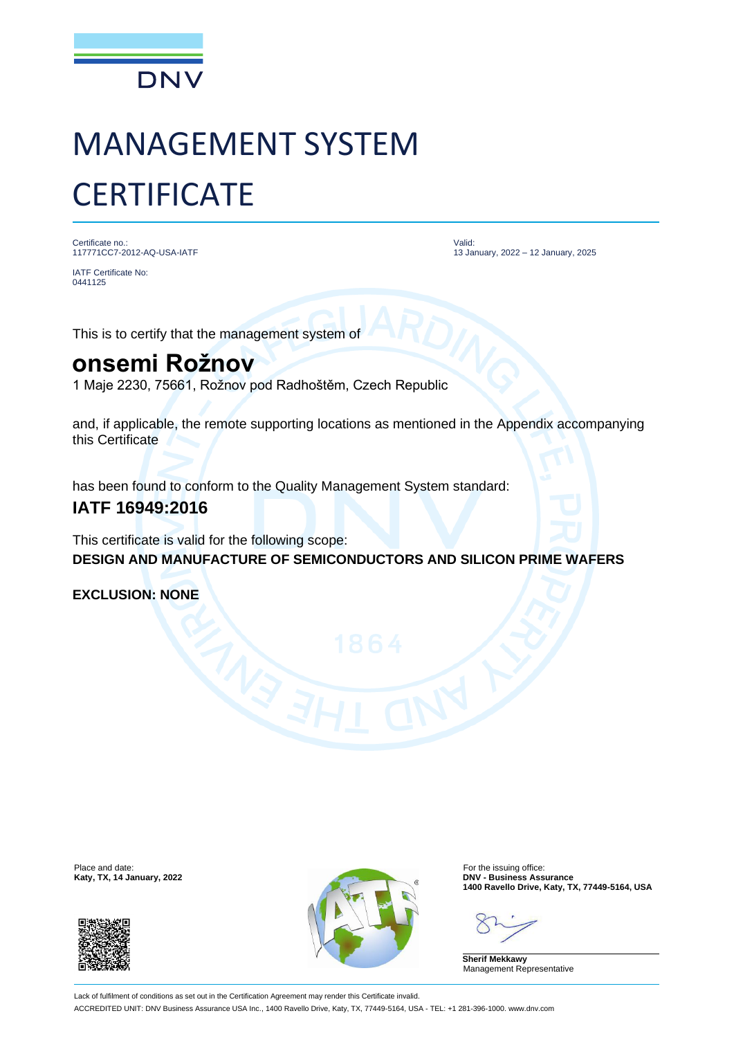DNV

# MANAGEMENT SYSTEM CERTIFICATE

Certificate no.:
117771CC7-2012-AQ-USA-IATF

IATF Certificate No:
0441125

Valid:
13 January, 2022 – 12 January, 2025

This is to certify that the management system of

## onsemi Rožnov

1 Maje 2230, 75661, Rožnov pod Radhoštěm, Czech Republic

and, if applicable, the remote supporting locations as mentioned in the Appendix accompanying this Certificate

has been found to conform to the Quality Management System standard:

**IATF 16949:2016**

This certificate is valid for the following scope:

**DESIGN AND MANUFACTURE OF SEMICONDUCTORS AND SILICON PRIME WAFERS**

**EXCLUSION: NONE**

Place and date:
**Katy, TX, 14 January, 2022**

For the issuing office:
**DNV - Business Assurance**
**1400 Ravello Drive, Katy, TX, 77449-5164, USA**

**Sherif Mekkawy**
Management Representative

Lack of fulfilment of conditions as set out in the Certification Agreement may render this Certificate invalid.

ACCREDITED UNIT: DNV Business Assurance USA Inc., 1400 Ravello Drive, Katy, TX, 77449-5164, USA - TEL: +1 281-396-1000. www.dnv.com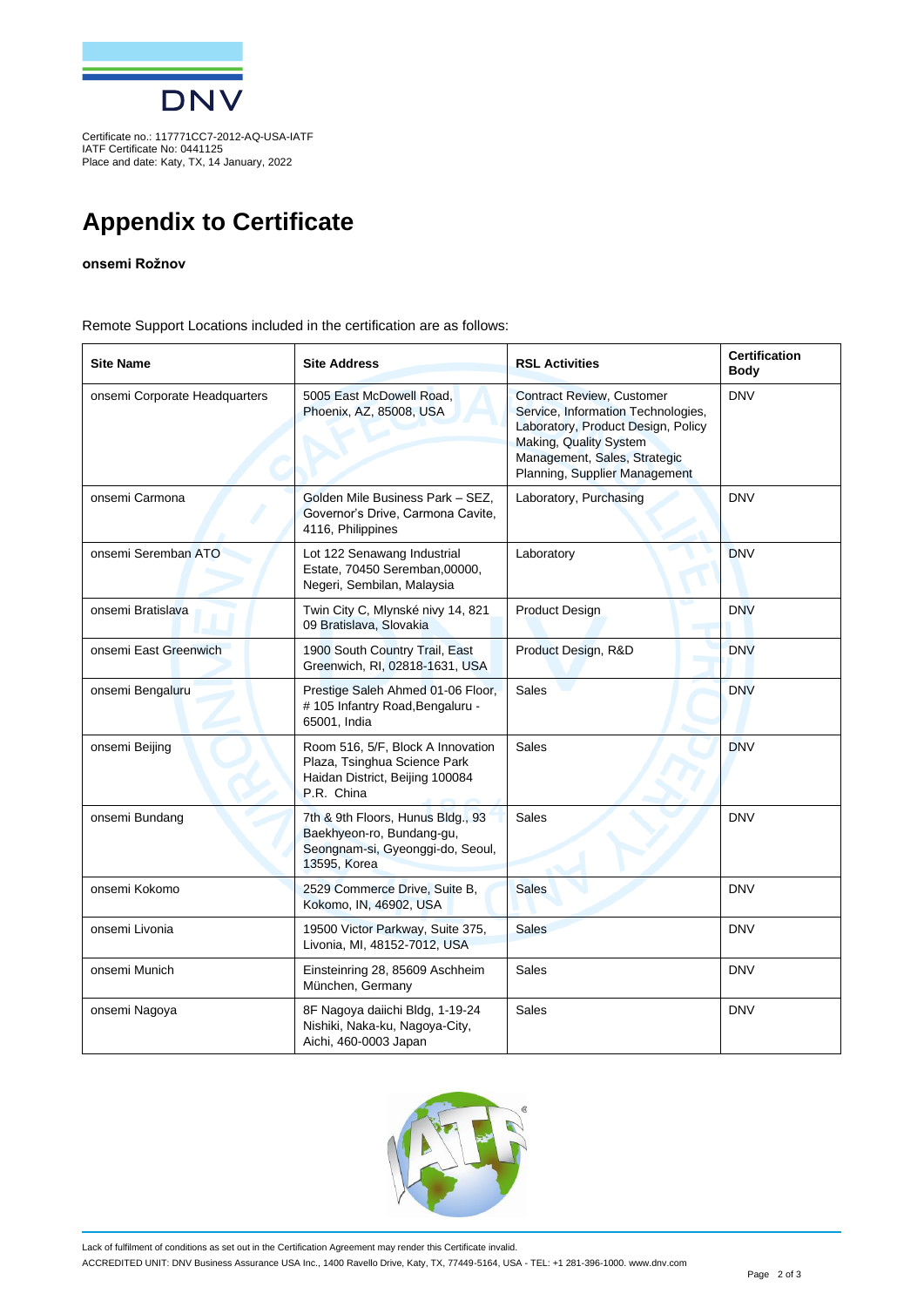Certificate no.: 117771CC7-2012-AQ-USA-IATF
IATF Certificate No: 0441125
Place and date: Katy, TX, 14 January, 2022

# Appendix to Certificate

**onsemi Rožnov**

Remote Support Locations included in the certification are as follows:

| Site Name | Site Address | RSL Activities | Certification Body |
|---|---|---|---|
| onsemi Corporate Headquarters | 5005 East McDowell Road, Phoenix, AZ, 85008, USA | Contract Review, Customer Service, Information Technologies, Laboratory, Product Design, Policy Making, Quality System Management, Sales, Strategic Planning, Supplier Management | DNV |
| onsemi Carmona | Golden Mile Business Park – SEZ, Governor's Drive, Carmona Cavite, 4116, Philippines | Laboratory, Purchasing | DNV |
| onsemi Seremban ATO | Lot 122 Senawang Industrial Estate, 70450 Seremban,00000, Negeri, Sembilan, Malaysia | Laboratory | DNV |
| onsemi Bratislava | Twin City C, Mlynské nivy 14, 821 09 Bratislava, Slovakia | Product Design | DNV |
| onsemi East Greenwich | 1900 South Country Trail, East Greenwich, RI, 02818-1631, USA | Product Design, R&D | DNV |
| onsemi Bengaluru | Prestige Saleh Ahmed 01-06 Floor, # 105 Infantry Road,Bengaluru - 65001, India | Sales | DNV |
| onsemi Beijing | Room 516, 5/F, Block A Innovation Plaza, Tsinghua Science Park Haidan District, Beijing 100084 P.R. China | Sales | DNV |
| onsemi Bundang | 7th & 9th Floors, Hunus Bldg., 93 Baekhyeon-ro, Bundang-gu, Seongnam-si, Gyeonggi-do, Seoul, 13595, Korea | Sales | DNV |
| onsemi Kokomo | 2529 Commerce Drive, Suite B, Kokomo, IN, 46902, USA | Sales | DNV |
| onsemi Livonia | 19500 Victor Parkway, Suite 375, Livonia, MI, 48152-7012, USA | Sales | DNV |
| onsemi Munich | Einsteinring 28, 85609 Aschheim München, Germany | Sales | DNV |
| onsemi Nagoya | 8F Nagoya daiichi Bldg, 1-19-24 Nishiki, Naka-ku, Nagoya-City, Aichi, 460-0003 Japan | Sales | DNV |

Lack of fulfilment of conditions as set out in the Certification Agreement may render this Certificate invalid.

ACCREDITED UNIT: DNV Business Assurance USA Inc., 1400 Ravello Drive, Katy, TX, 77449-5164, USA - TEL: +1 281-396-1000. www.dnv.com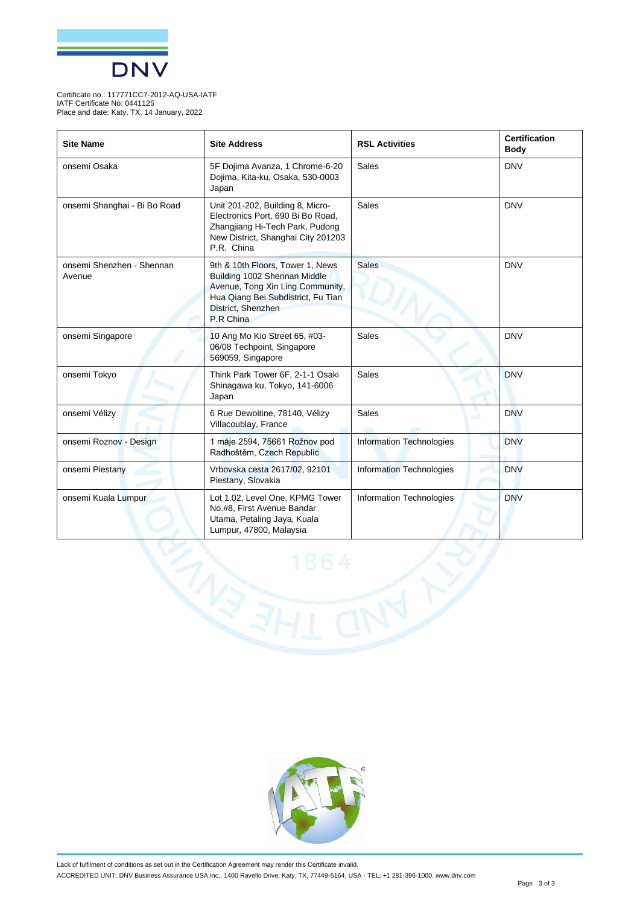Certificate no.: 117771CC7-2012-AQ-USA-IATF
IATF Certificate No: 0441125
Place and date: Katy, TX, 14 January, 2022

| Site Name | Site Address | RSL Activities | Certification Body |
|---|---|---|---|
| onsemi Osaka | 5F Dojima Avanza, 1 Chrome-6-20 Dojima, Kita-ku, Osaka, 530-0003 Japan | Sales | DNV |
| onsemi Shanghai - Bi Bo Road | Unit 201-202, Building 8, Micro-Electronics Port, 690 Bi Bo Road, Zhangjiang Hi-Tech Park, Pudong New District, Shanghai City 201203 P.R. China | Sales | DNV |
| onsemi Shenzhen - Shennan Avenue | 9th & 10th Floors, Tower 1, News Building 1002 Shennan Middle Avenue, Tong Xin Ling Community, Hua Qiang Bei Subdistrict, Fu Tian District, Shenzhen P.R China | Sales | DNV |
| onsemi Singapore | 10 Ang Mo Kio Street 65, #03-06/08 Techpoint, Singapore 569059, Singapore | Sales | DNV |
| onsemi Tokyo | Think Park Tower 6F, 2-1-1 Osaki Shinagawa ku, Tokyo, 141-6006 Japan | Sales | DNV |
| onsemi Vélizy | 6 Rue Dewoitine, 78140, Vélizy Villacoublay, France | Sales | DNV |
| onsemi Roznov - Design | 1 máje 2594, 75661 Rožnov pod Radhoštěm, Czech Republic | Information Technologies | DNV |
| onsemi Piestany | Vrbovska cesta 2617/02, 92101 Piestany, Slovakia | Information Technologies | DNV |
| onsemi Kuala Lumpur | Lot 1.02, Level One, KPMG Tower No.#8, First Avenue Bandar Utama, Petaling Jaya, Kuala Lumpur, 47800, Malaysia | Information Technologies | DNV |

Lack of fulfilment of conditions as set out in the Certification Agreement may render this Certificate invalid.

ACCREDITED UNIT: DNV Business Assurance USA Inc., 1400 Ravello Drive, Katy, TX, 77449-5164, USA - TEL: +1 281-396-1000. www.dnv.com